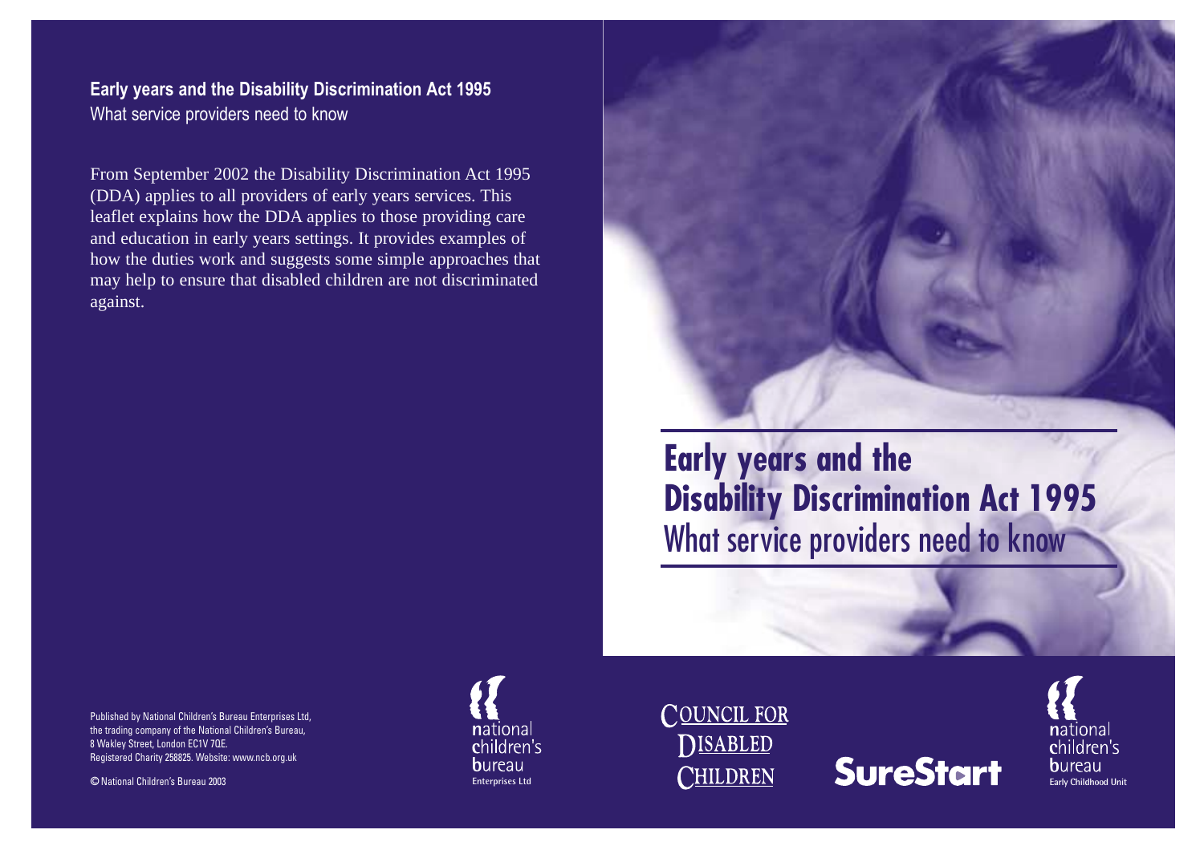# Early years and the Disability Discrimination Act 1995

What service providers need to know

From September 2002 the Disability Discrimination Act 1995 (DDA) applies to all providers of early years services. This leaflet explains how the DDA applies to those providing care and education in early years settings. It provides examples of how the duties work and suggests some simple approaches that may help to ensure that disabled children are not discriminated against.

Published by National Children's Bureau Enterprises Ltd, the trading company of the National Children's Bureau, 8 Wakley Street, London EC1V 7QE. Registered Charity 258825. Website: www.ncb.org.uk

© National Children's Bureau 2003

national children's bureau Enterprises Ltd

Council for Disabled Children

SureStart

national children's bureau Early Childhood Unit

**Early years and the Disability Discrimination Act 1995**
What service providers need to know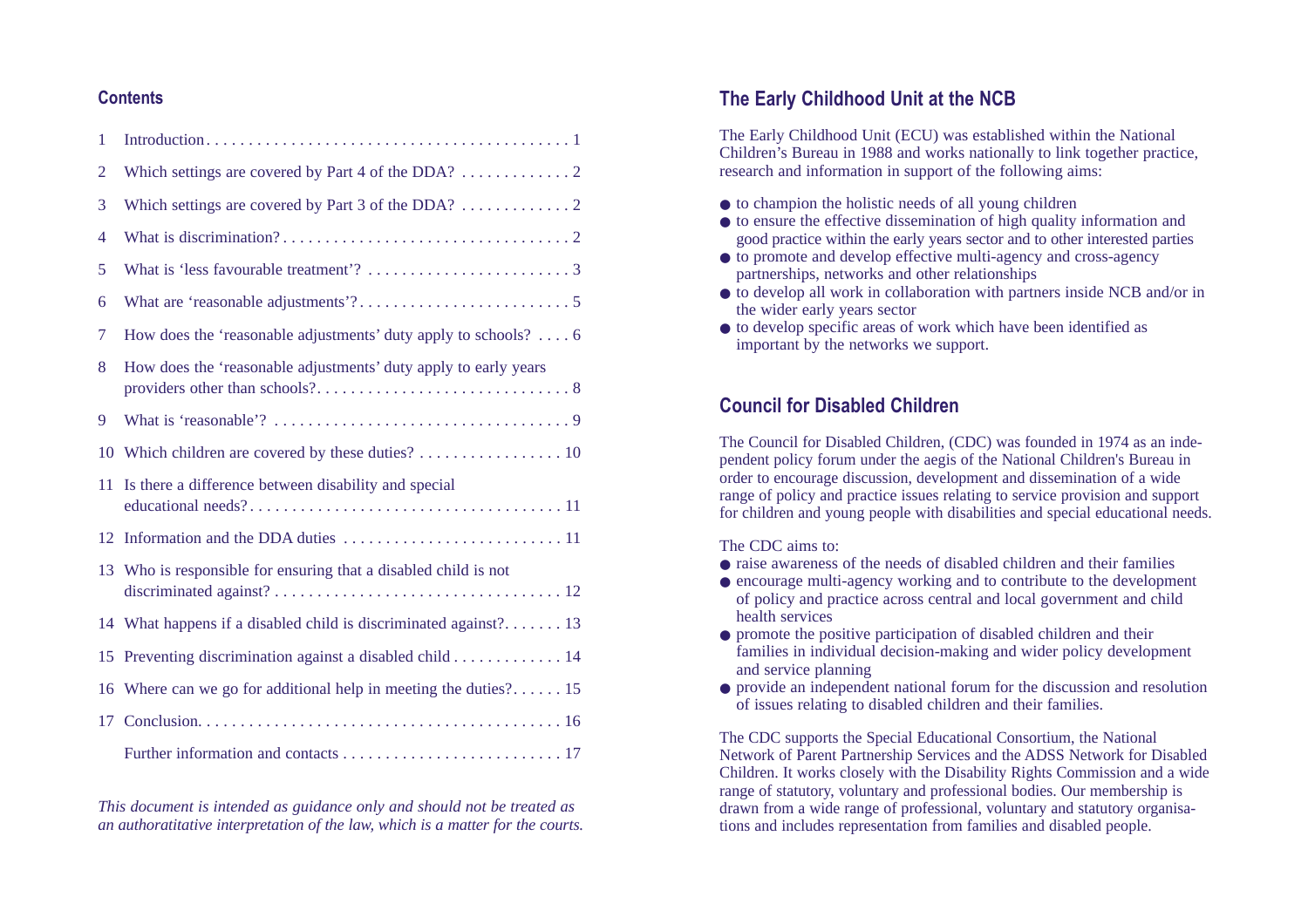## Contents

1 Introduction . . . . . . . . . . 1

2 Which settings are covered by Part 4 of the DDA? . . . . . . . . . . 2

3 Which settings are covered by Part 3 of the DDA? . . . . . . . . . . 2

4 What is discrimination? . . . . . . . . . . 2

5 What is 'less favourable treatment'? . . . . . . . . . . 3

6 What are 'reasonable adjustments'? . . . . . . . . . . 5

7 How does the 'reasonable adjustments' duty apply to schools? . . . . 6

8 How does the 'reasonable adjustments' duty apply to early years providers other than schools? . . . . . . . . . . 8

9 What is 'reasonable'? . . . . . . . . . . 9

10 Which children are covered by these duties? . . . . . . . . . . 10

11 Is there a difference between disability and special educational needs? . . . . . . . . . . 11

12 Information and the DDA duties . . . . . . . . . . 11

13 Who is responsible for ensuring that a disabled child is not discriminated against? . . . . . . . . . . 12

14 What happens if a disabled child is discriminated against? . . . . . . . 13

15 Preventing discrimination against a disabled child . . . . . . . . . . 14

16 Where can we go for additional help in meeting the duties? . . . . . . 15

17 Conclusion . . . . . . . . . . 16

Further information and contacts . . . . . . . . . . 17

*This document is intended as guidance only and should not be treated as an authoratitative interpretation of the law, which is a matter for the courts.*

## The Early Childhood Unit at the NCB

The Early Childhood Unit (ECU) was established within the National Children's Bureau in 1988 and works nationally to link together practice, research and information in support of the following aims:

- to champion the holistic needs of all young children
- to ensure the effective dissemination of high quality information and good practice within the early years sector and to other interested parties
- to promote and develop effective multi-agency and cross-agency partnerships, networks and other relationships
- to develop all work in collaboration with partners inside NCB and/or in the wider early years sector
- to develop specific areas of work which have been identified as important by the networks we support.

## Council for Disabled Children

The Council for Disabled Children, (CDC) was founded in 1974 as an independent policy forum under the aegis of the National Children's Bureau in order to encourage discussion, development and dissemination of a wide range of policy and practice issues relating to service provision and support for children and young people with disabilities and special educational needs.

The CDC aims to:

- raise awareness of the needs of disabled children and their families
- encourage multi-agency working and to contribute to the development of policy and practice across central and local government and child health services
- promote the positive participation of disabled children and their families in individual decision-making and wider policy development and service planning
- provide an independent national forum for the discussion and resolution of issues relating to disabled children and their families.

The CDC supports the Special Educational Consortium, the National Network of Parent Partnership Services and the ADSS Network for Disabled Children. It works closely with the Disability Rights Commission and a wide range of statutory, voluntary and professional bodies. Our membership is drawn from a wide range of professional, voluntary and statutory organisations and includes representation from families and disabled people.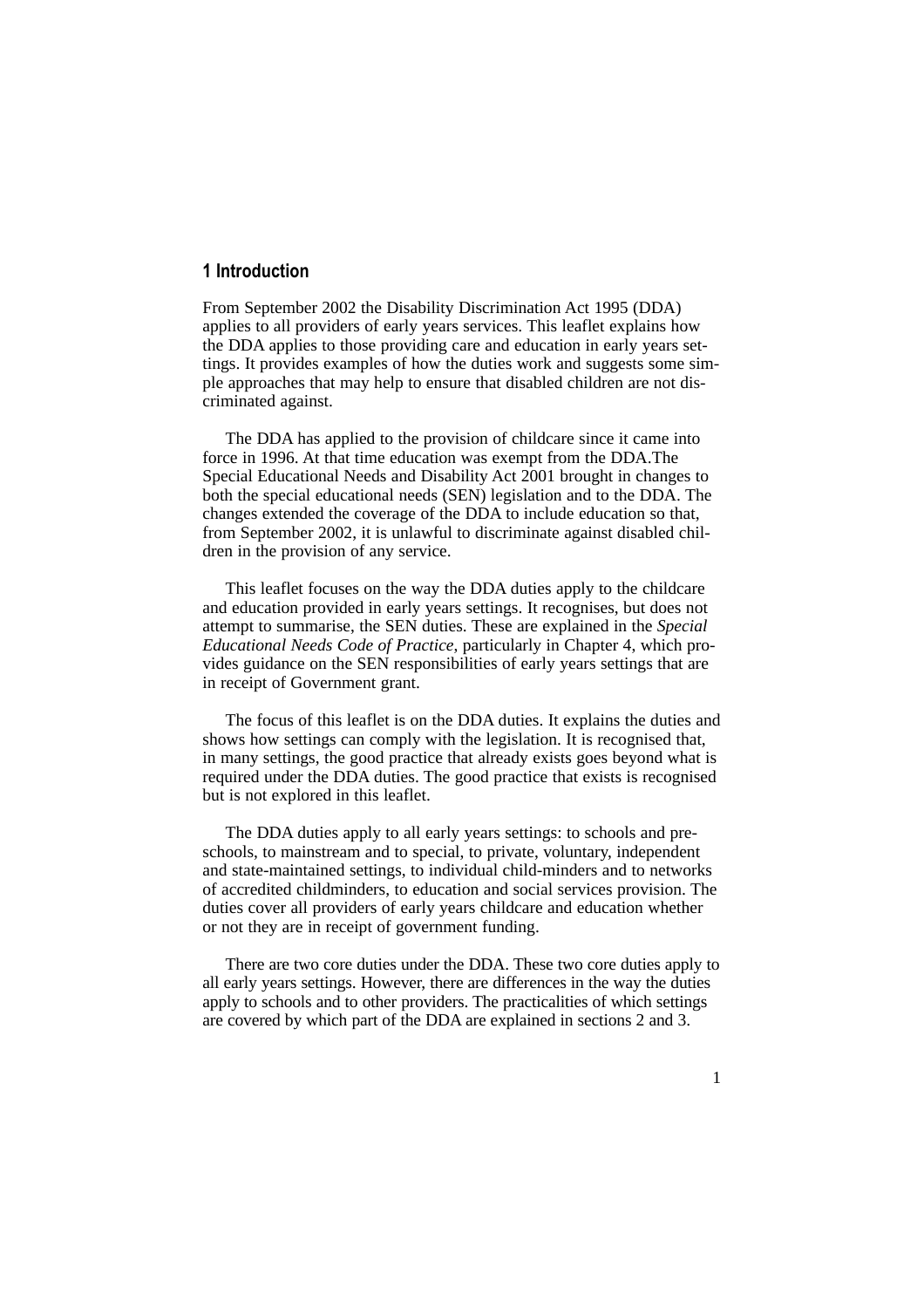## 1 Introduction

From September 2002 the Disability Discrimination Act 1995 (DDA) applies to all providers of early years services. This leaflet explains how the DDA applies to those providing care and education in early years settings. It provides examples of how the duties work and suggests some simple approaches that may help to ensure that disabled children are not discriminated against.

The DDA has applied to the provision of childcare since it came into force in 1996. At that time education was exempt from the DDA.The Special Educational Needs and Disability Act 2001 brought in changes to both the special educational needs (SEN) legislation and to the DDA. The changes extended the coverage of the DDA to include education so that, from September 2002, it is unlawful to discriminate against disabled children in the provision of any service.

This leaflet focuses on the way the DDA duties apply to the childcare and education provided in early years settings. It recognises, but does not attempt to summarise, the SEN duties. These are explained in the *Special Educational Needs Code of Practice*, particularly in Chapter 4, which provides guidance on the SEN responsibilities of early years settings that are in receipt of Government grant.

The focus of this leaflet is on the DDA duties. It explains the duties and shows how settings can comply with the legislation. It is recognised that, in many settings, the good practice that already exists goes beyond what is required under the DDA duties. The good practice that exists is recognised but is not explored in this leaflet.

The DDA duties apply to all early years settings: to schools and preschools, to mainstream and to special, to private, voluntary, independent and state-maintained settings, to individual child-minders and to networks of accredited childminders, to education and social services provision. The duties cover all providers of early years childcare and education whether or not they are in receipt of government funding.

There are two core duties under the DDA. These two core duties apply to all early years settings. However, there are differences in the way the duties apply to schools and to other providers. The practicalities of which settings are covered by which part of the DDA are explained in sections 2 and 3.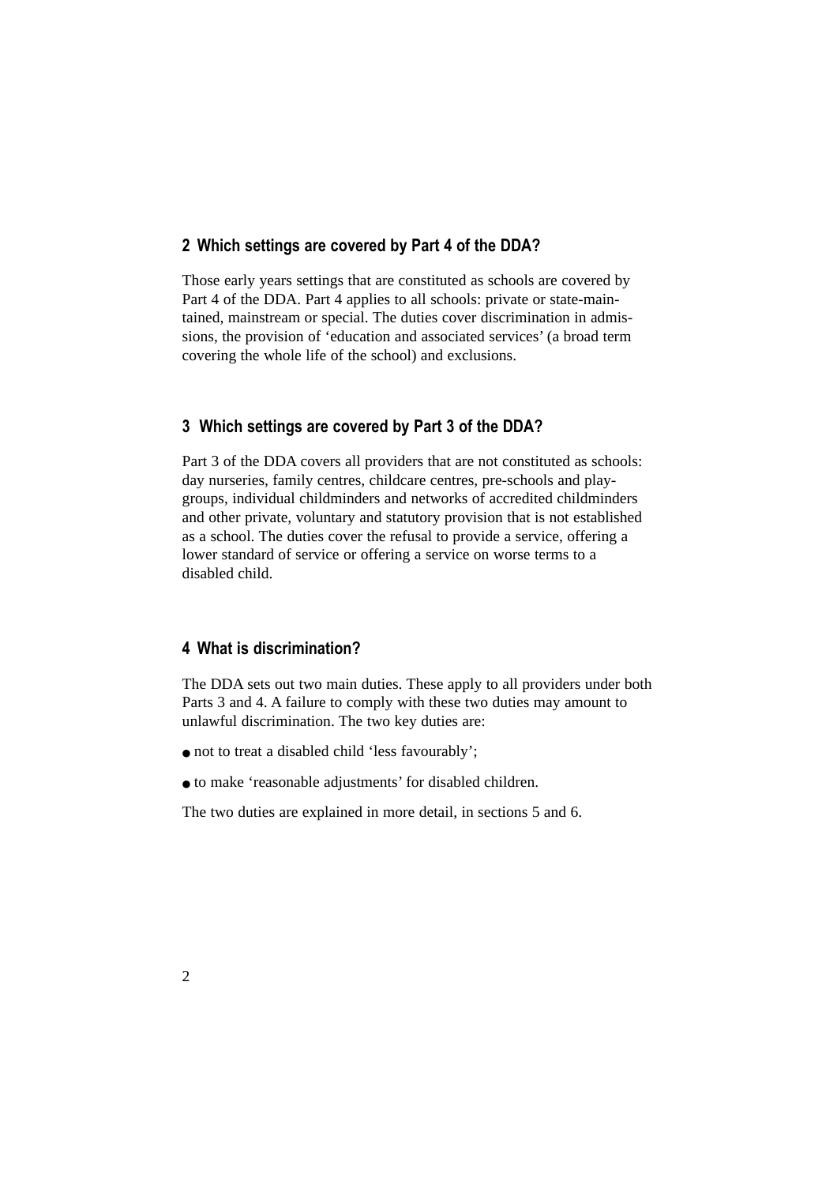## 2 Which settings are covered by Part 4 of the DDA?

Those early years settings that are constituted as schools are covered by Part 4 of the DDA. Part 4 applies to all schools: private or state-maintained, mainstream or special. The duties cover discrimination in admissions, the provision of 'education and associated services' (a broad term covering the whole life of the school) and exclusions.

## 3 Which settings are covered by Part 3 of the DDA?

Part 3 of the DDA covers all providers that are not constituted as schools: day nurseries, family centres, childcare centres, pre-schools and playgroups, individual childminders and networks of accredited childminders and other private, voluntary and statutory provision that is not established as a school. The duties cover the refusal to provide a service, offering a lower standard of service or offering a service on worse terms to a disabled child.

## 4 What is discrimination?

The DDA sets out two main duties. These apply to all providers under both Parts 3 and 4. A failure to comply with these two duties may amount to unlawful discrimination. The two key duties are:

- not to treat a disabled child 'less favourably';
- to make 'reasonable adjustments' for disabled children.

The two duties are explained in more detail, in sections 5 and 6.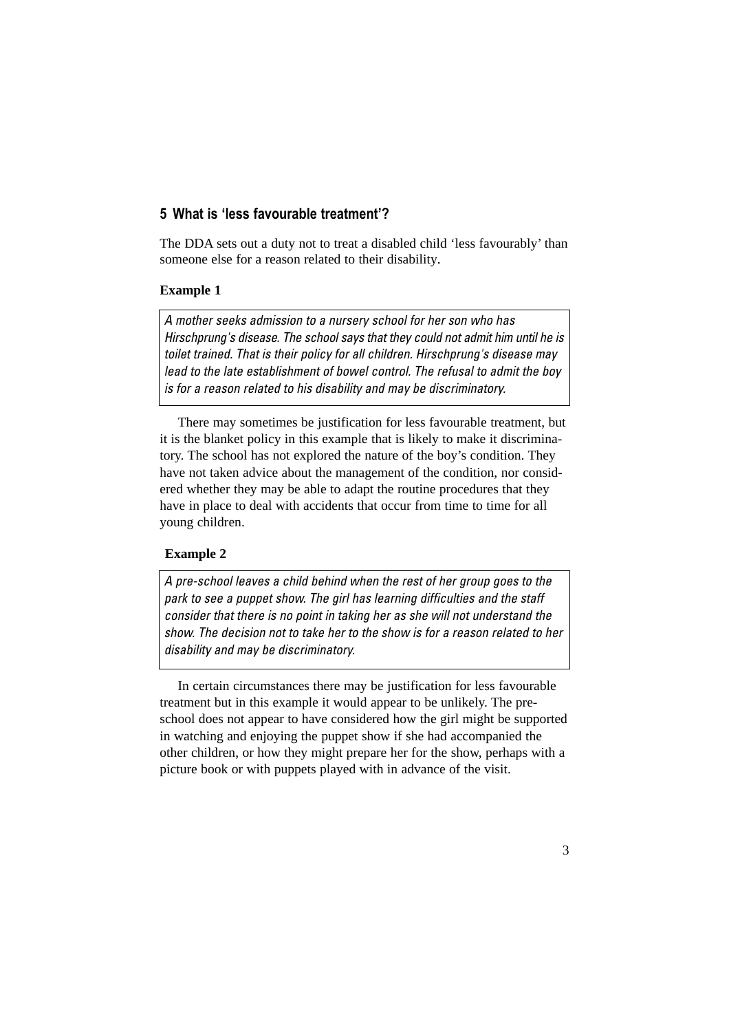## 5 What is 'less favourable treatment'?

The DDA sets out a duty not to treat a disabled child 'less favourably' than someone else for a reason related to their disability.

**Example 1**

> *A mother seeks admission to a nursery school for her son who has Hirschprung's disease. The school says that they could not admit him until he is toilet trained. That is their policy for all children. Hirschprung's disease may lead to the late establishment of bowel control. The refusal to admit the boy is for a reason related to his disability and may be discriminatory.*

There may sometimes be justification for less favourable treatment, but it is the blanket policy in this example that is likely to make it discriminatory. The school has not explored the nature of the boy's condition. They have not taken advice about the management of the condition, nor considered whether they may be able to adapt the routine procedures that they have in place to deal with accidents that occur from time to time for all young children.

**Example 2**

> *A pre-school leaves a child behind when the rest of her group goes to the park to see a puppet show. The girl has learning difficulties and the staff consider that there is no point in taking her as she will not understand the show. The decision not to take her to the show is for a reason related to her disability and may be discriminatory.*

In certain circumstances there may be justification for less favourable treatment but in this example it would appear to be unlikely. The pre-school does not appear to have considered how the girl might be supported in watching and enjoying the puppet show if she had accompanied the other children, or how they might prepare her for the show, perhaps with a picture book or with puppets played with in advance of the visit.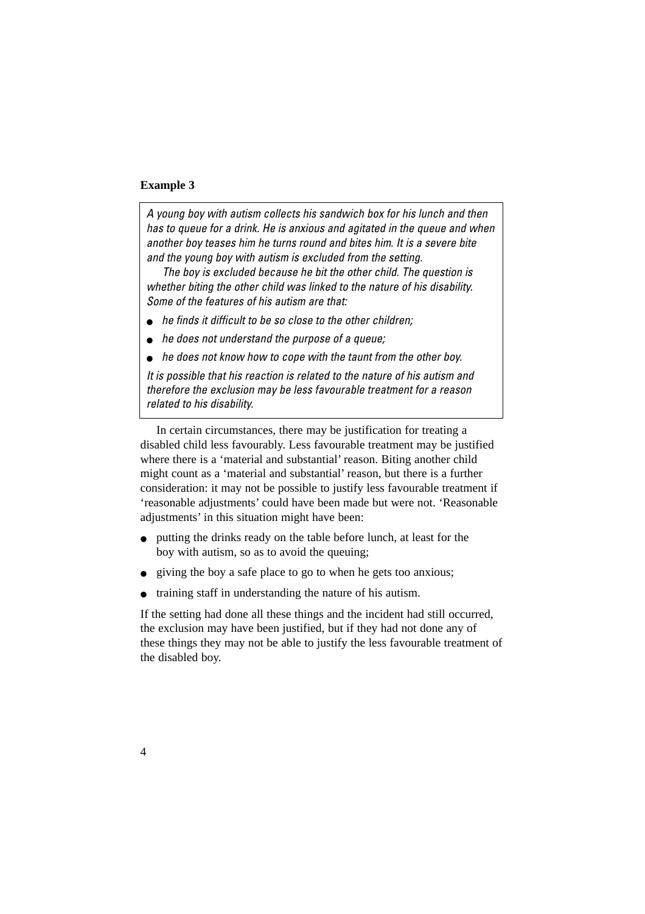**Example 3**

> *A young boy with autism collects his sandwich box for his lunch and then has to queue for a drink. He is anxious and agitated in the queue and when another boy teases him he turns round and bites him. It is a severe bite and the young boy with autism is excluded from the setting.*
>
> *The boy is excluded because he bit the other child. The question is whether biting the other child was linked to the nature of his disability. Some of the features of his autism are that:*
>
> - *he finds it difficult to be so close to the other children;*
> - *he does not understand the purpose of a queue;*
> - *he does not know how to cope with the taunt from the other boy.*
>
> *It is possible that his reaction is related to the nature of his autism and therefore the exclusion may be less favourable treatment for a reason related to his disability.*

In certain circumstances, there may be justification for treating a disabled child less favourably. Less favourable treatment may be justified where there is a 'material and substantial' reason. Biting another child might count as a 'material and substantial' reason, but there is a further consideration: it may not be possible to justify less favourable treatment if 'reasonable adjustments' could have been made but were not. 'Reasonable adjustments' in this situation might have been:

- putting the drinks ready on the table before lunch, at least for the boy with autism, so as to avoid the queuing;
- giving the boy a safe place to go to when he gets too anxious;
- training staff in understanding the nature of his autism.

If the setting had done all these things and the incident had still occurred, the exclusion may have been justified, but if they had not done any of these things they may not be able to justify the less favourable treatment of the disabled boy.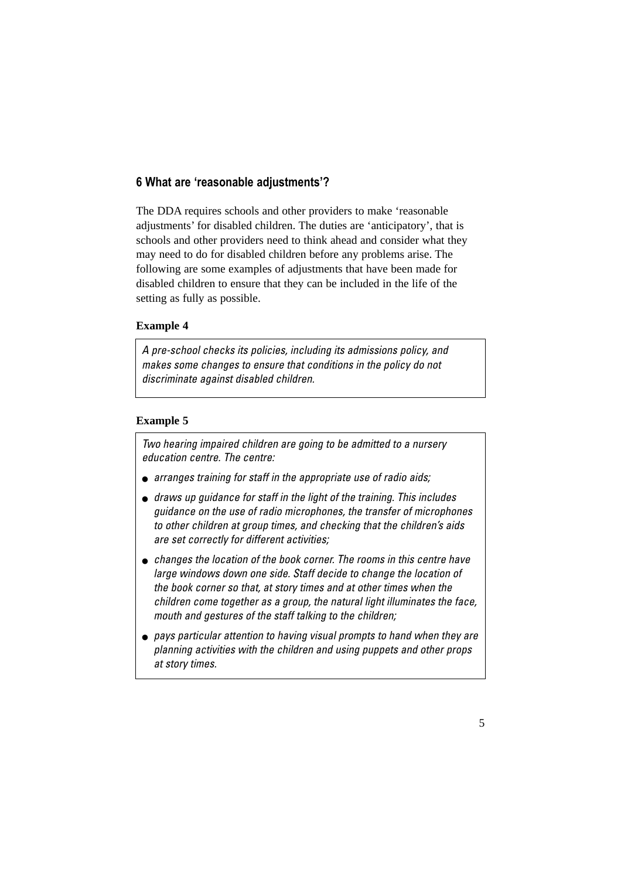## 6 What are 'reasonable adjustments'?

The DDA requires schools and other providers to make 'reasonable adjustments' for disabled children. The duties are 'anticipatory', that is schools and other providers need to think ahead and consider what they may need to do for disabled children before any problems arise. The following are some examples of adjustments that have been made for disabled children to ensure that they can be included in the life of the setting as fully as possible.

**Example 4**

*A pre-school checks its policies, including its admissions policy, and makes some changes to ensure that conditions in the policy do not discriminate against disabled children.*

**Example 5**

*Two hearing impaired children are going to be admitted to a nursery education centre. The centre:*

- *arranges training for staff in the appropriate use of radio aids;*
- *draws up guidance for staff in the light of the training. This includes guidance on the use of radio microphones, the transfer of microphones to other children at group times, and checking that the children's aids are set correctly for different activities;*
- *changes the location of the book corner. The rooms in this centre have large windows down one side. Staff decide to change the location of the book corner so that, at story times and at other times when the children come together as a group, the natural light illuminates the face, mouth and gestures of the staff talking to the children;*
- *pays particular attention to having visual prompts to hand when they are planning activities with the children and using puppets and other props at story times.*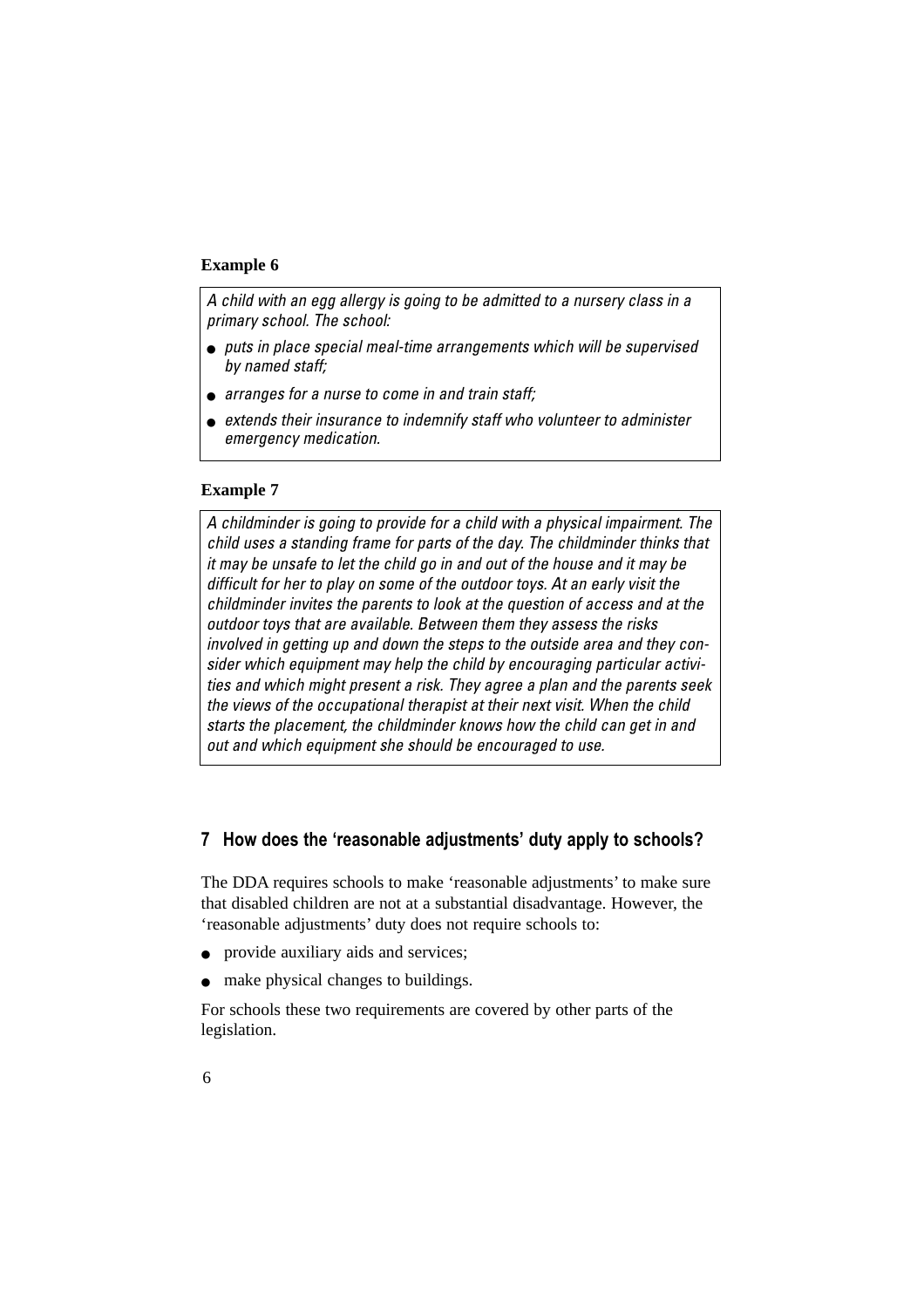**Example 6**

*A child with an egg allergy is going to be admitted to a nursery class in a primary school. The school:*

- *puts in place special meal-time arrangements which will be supervised by named staff;*
- *arranges for a nurse to come in and train staff;*
- *extends their insurance to indemnify staff who volunteer to administer emergency medication.*

**Example 7**

*A childminder is going to provide for a child with a physical impairment. The child uses a standing frame for parts of the day. The childminder thinks that it may be unsafe to let the child go in and out of the house and it may be difficult for her to play on some of the outdoor toys. At an early visit the childminder invites the parents to look at the question of access and at the outdoor toys that are available. Between them they assess the risks involved in getting up and down the steps to the outside area and they consider which equipment may help the child by encouraging particular activities and which might present a risk. They agree a plan and the parents seek the views of the occupational therapist at their next visit. When the child starts the placement, the childminder knows how the child can get in and out and which equipment she should be encouraged to use.*

## 7 How does the 'reasonable adjustments' duty apply to schools?

The DDA requires schools to make 'reasonable adjustments' to make sure that disabled children are not at a substantial disadvantage. However, the 'reasonable adjustments' duty does not require schools to:

- provide auxiliary aids and services;
- make physical changes to buildings.

For schools these two requirements are covered by other parts of the legislation.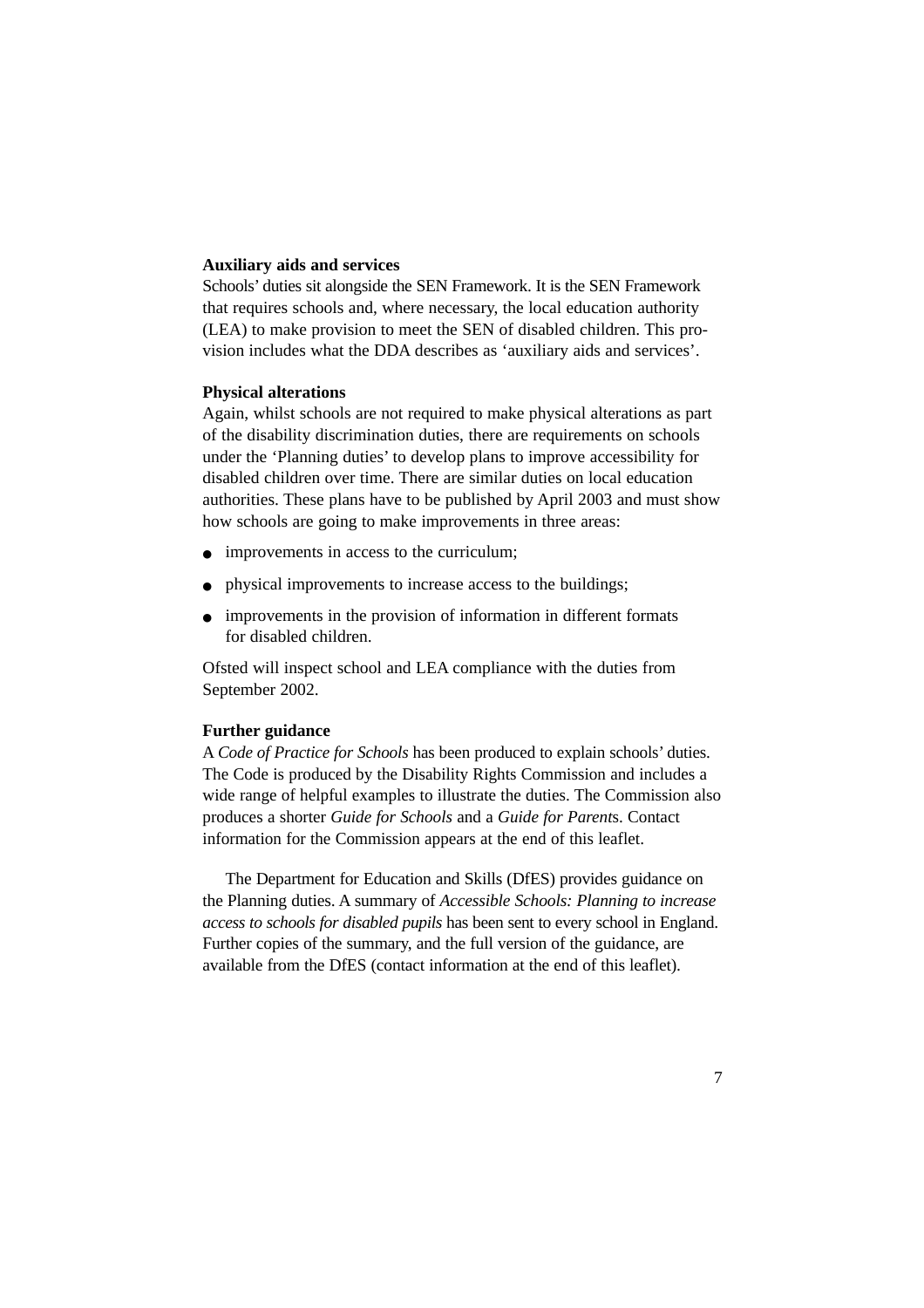**Auxiliary aids and services**

Schools' duties sit alongside the SEN Framework. It is the SEN Framework that requires schools and, where necessary, the local education authority (LEA) to make provision to meet the SEN of disabled children. This provision includes what the DDA describes as 'auxiliary aids and services'.

**Physical alterations**

Again, whilst schools are not required to make physical alterations as part of the disability discrimination duties, there are requirements on schools under the 'Planning duties' to develop plans to improve accessibility for disabled children over time. There are similar duties on local education authorities. These plans have to be published by April 2003 and must show how schools are going to make improvements in three areas:

- improvements in access to the curriculum;
- physical improvements to increase access to the buildings;
- improvements in the provision of information in different formats for disabled children.

Ofsted will inspect school and LEA compliance with the duties from September 2002.

**Further guidance**

A *Code of Practice for Schools* has been produced to explain schools' duties. The Code is produced by the Disability Rights Commission and includes a wide range of helpful examples to illustrate the duties. The Commission also produces a shorter *Guide for Schools* and a *Guide for Parents*. Contact information for the Commission appears at the end of this leaflet.

The Department for Education and Skills (DfES) provides guidance on the Planning duties. A summary of *Accessible Schools: Planning to increase access to schools for disabled pupils* has been sent to every school in England. Further copies of the summary, and the full version of the guidance, are available from the DfES (contact information at the end of this leaflet).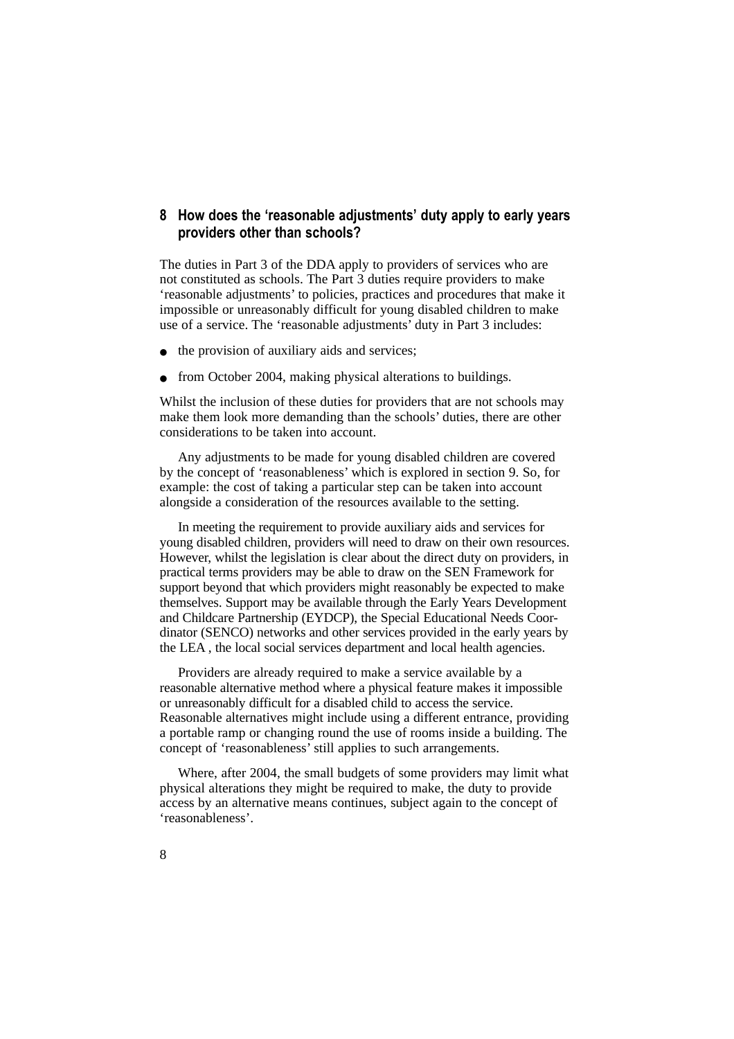## 8 How does the 'reasonable adjustments' duty apply to early years providers other than schools?

The duties in Part 3 of the DDA apply to providers of services who are not constituted as schools. The Part 3 duties require providers to make 'reasonable adjustments' to policies, practices and procedures that make it impossible or unreasonably difficult for young disabled children to make use of a service. The 'reasonable adjustments' duty in Part 3 includes:

- the provision of auxiliary aids and services;
- from October 2004, making physical alterations to buildings.

Whilst the inclusion of these duties for providers that are not schools may make them look more demanding than the schools' duties, there are other considerations to be taken into account.

Any adjustments to be made for young disabled children are covered by the concept of 'reasonableness' which is explored in section 9. So, for example: the cost of taking a particular step can be taken into account alongside a consideration of the resources available to the setting.

In meeting the requirement to provide auxiliary aids and services for young disabled children, providers will need to draw on their own resources. However, whilst the legislation is clear about the direct duty on providers, in practical terms providers may be able to draw on the SEN Framework for support beyond that which providers might reasonably be expected to make themselves. Support may be available through the Early Years Development and Childcare Partnership (EYDCP), the Special Educational Needs Coordinator (SENCO) networks and other services provided in the early years by the LEA , the local social services department and local health agencies.

Providers are already required to make a service available by a reasonable alternative method where a physical feature makes it impossible or unreasonably difficult for a disabled child to access the service. Reasonable alternatives might include using a different entrance, providing a portable ramp or changing round the use of rooms inside a building. The concept of 'reasonableness' still applies to such arrangements.

Where, after 2004, the small budgets of some providers may limit what physical alterations they might be required to make, the duty to provide access by an alternative means continues, subject again to the concept of 'reasonableness'.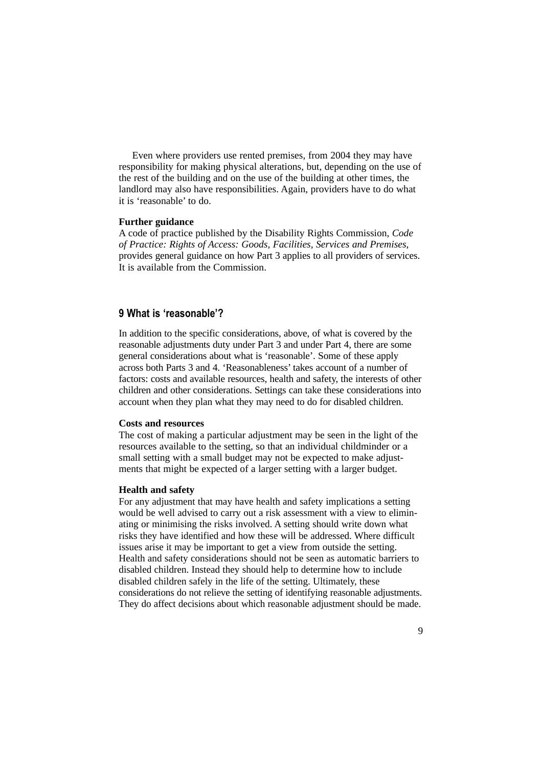Even where providers use rented premises, from 2004 they may have responsibility for making physical alterations, but, depending on the use of the rest of the building and on the use of the building at other times, the landlord may also have responsibilities. Again, providers have to do what it is 'reasonable' to do.

**Further guidance**

A code of practice published by the Disability Rights Commission, *Code of Practice: Rights of Access: Goods, Facilities, Services and Premises*, provides general guidance on how Part 3 applies to all providers of services. It is available from the Commission.

## 9 What is 'reasonable'?

In addition to the specific considerations, above, of what is covered by the reasonable adjustments duty under Part 3 and under Part 4, there are some general considerations about what is 'reasonable'. Some of these apply across both Parts 3 and 4. 'Reasonableness' takes account of a number of factors: costs and available resources, health and safety, the interests of other children and other considerations. Settings can take these considerations into account when they plan what they may need to do for disabled children.

**Costs and resources**

The cost of making a particular adjustment may be seen in the light of the resources available to the setting, so that an individual childminder or a small setting with a small budget may not be expected to make adjustments that might be expected of a larger setting with a larger budget.

**Health and safety**

For any adjustment that may have health and safety implications a setting would be well advised to carry out a risk assessment with a view to eliminating or minimising the risks involved. A setting should write down what risks they have identified and how these will be addressed. Where difficult issues arise it may be important to get a view from outside the setting. Health and safety considerations should not be seen as automatic barriers to disabled children. Instead they should help to determine how to include disabled children safely in the life of the setting. Ultimately, these considerations do not relieve the setting of identifying reasonable adjustments. They do affect decisions about which reasonable adjustment should be made.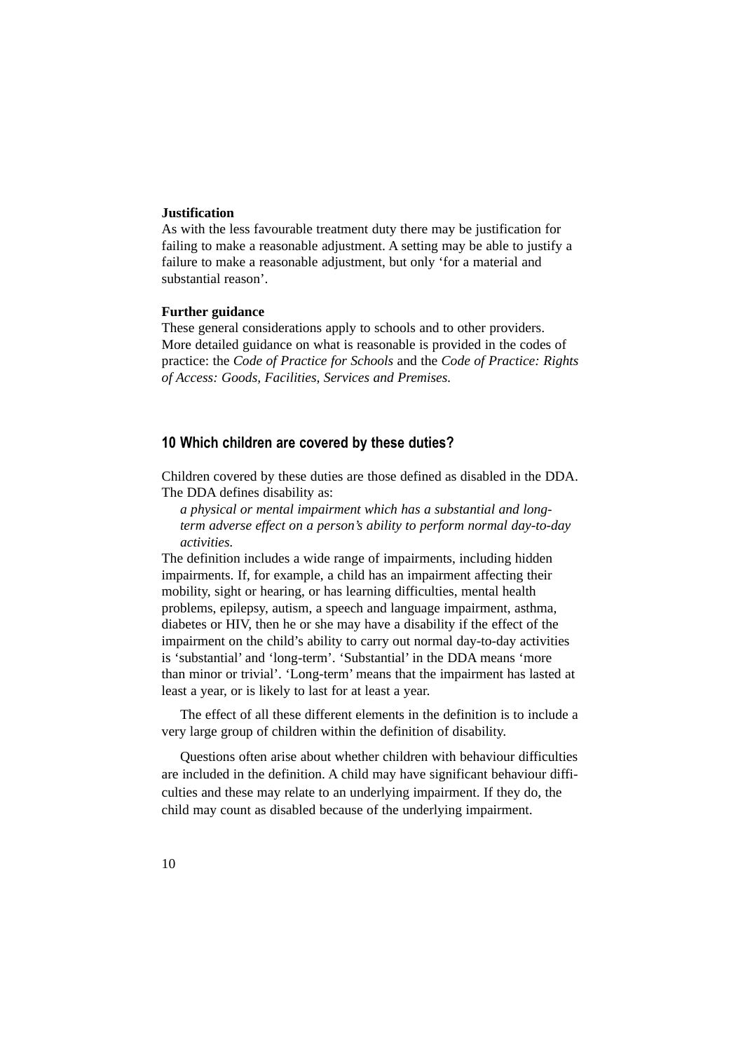**Justification**

As with the less favourable treatment duty there may be justification for failing to make a reasonable adjustment. A setting may be able to justify a failure to make a reasonable adjustment, but only 'for a material and substantial reason'.

**Further guidance**

These general considerations apply to schools and to other providers. More detailed guidance on what is reasonable is provided in the codes of practice: the *Code of Practice for Schools* and the *Code of Practice: Rights of Access: Goods, Facilities, Services and Premises.*

## 10 Which children are covered by these duties?

Children covered by these duties are those defined as disabled in the DDA. The DDA defines disability as:

> *a physical or mental impairment which has a substantial and long-term adverse effect on a person's ability to perform normal day-to-day activities.*

The definition includes a wide range of impairments, including hidden impairments. If, for example, a child has an impairment affecting their mobility, sight or hearing, or has learning difficulties, mental health problems, epilepsy, autism, a speech and language impairment, asthma, diabetes or HIV, then he or she may have a disability if the effect of the impairment on the child's ability to carry out normal day-to-day activities is 'substantial' and 'long-term'. 'Substantial' in the DDA means 'more than minor or trivial'. 'Long-term' means that the impairment has lasted at least a year, or is likely to last for at least a year.

The effect of all these different elements in the definition is to include a very large group of children within the definition of disability.

Questions often arise about whether children with behaviour difficulties are included in the definition. A child may have significant behaviour difficulties and these may relate to an underlying impairment. If they do, the child may count as disabled because of the underlying impairment.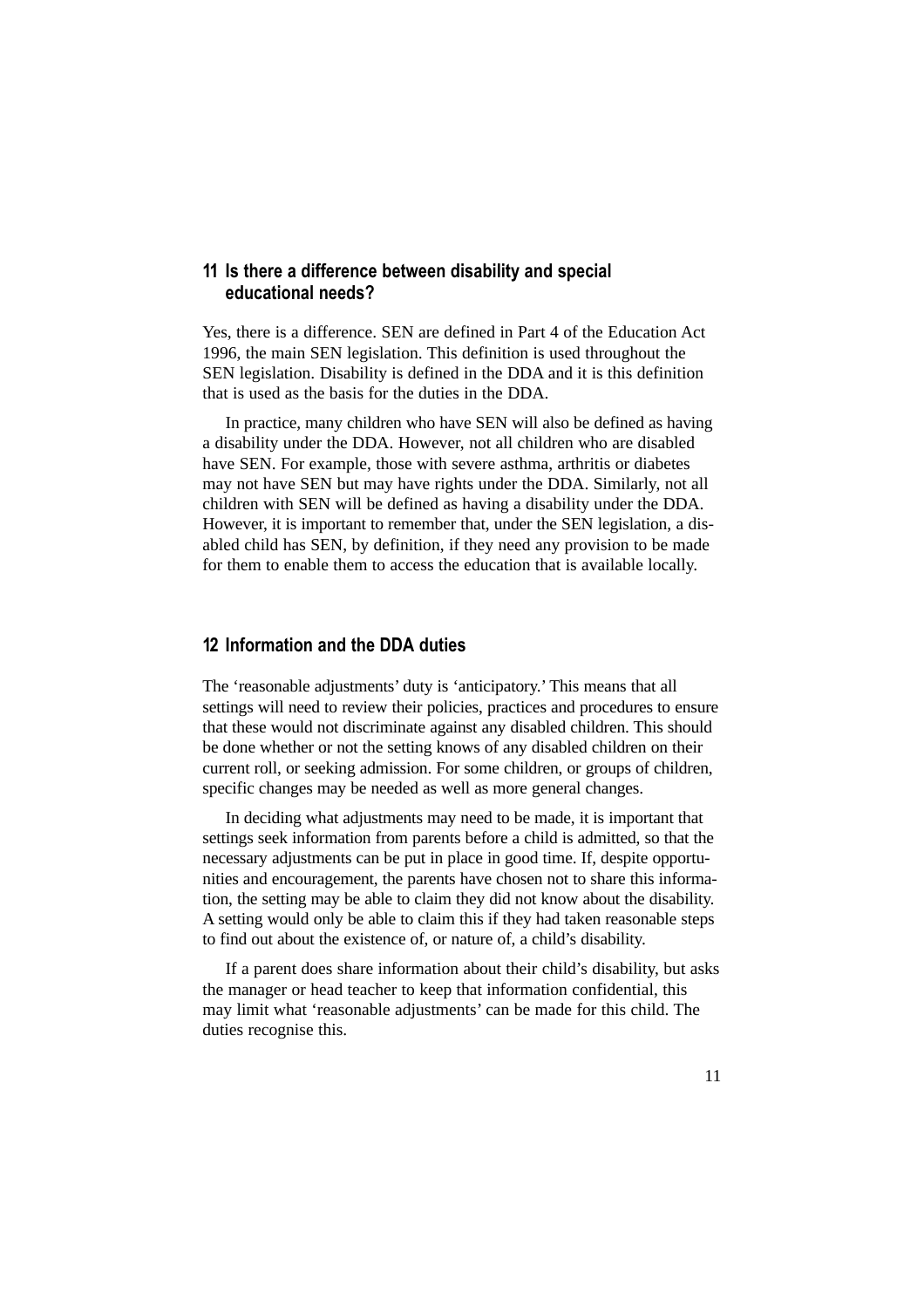## 11 Is there a difference between disability and special educational needs?

Yes, there is a difference. SEN are defined in Part 4 of the Education Act 1996, the main SEN legislation. This definition is used throughout the SEN legislation. Disability is defined in the DDA and it is this definition that is used as the basis for the duties in the DDA.

In practice, many children who have SEN will also be defined as having a disability under the DDA. However, not all children who are disabled have SEN. For example, those with severe asthma, arthritis or diabetes may not have SEN but may have rights under the DDA. Similarly, not all children with SEN will be defined as having a disability under the DDA. However, it is important to remember that, under the SEN legislation, a disabled child has SEN, by definition, if they need any provision to be made for them to enable them to access the education that is available locally.

## 12 Information and the DDA duties

The 'reasonable adjustments' duty is 'anticipatory.' This means that all settings will need to review their policies, practices and procedures to ensure that these would not discriminate against any disabled children. This should be done whether or not the setting knows of any disabled children on their current roll, or seeking admission. For some children, or groups of children, specific changes may be needed as well as more general changes.

In deciding what adjustments may need to be made, it is important that settings seek information from parents before a child is admitted, so that the necessary adjustments can be put in place in good time. If, despite opportunities and encouragement, the parents have chosen not to share this information, the setting may be able to claim they did not know about the disability. A setting would only be able to claim this if they had taken reasonable steps to find out about the existence of, or nature of, a child's disability.

If a parent does share information about their child's disability, but asks the manager or head teacher to keep that information confidential, this may limit what 'reasonable adjustments' can be made for this child. The duties recognise this.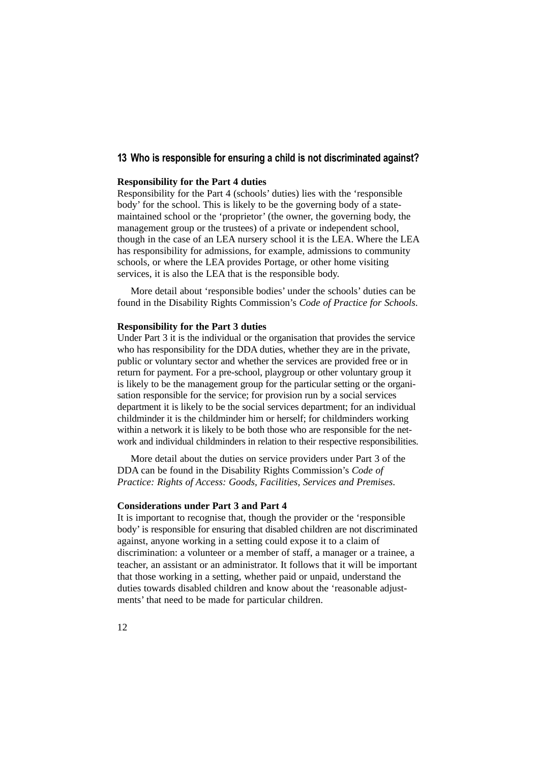## 13 Who is responsible for ensuring a child is not discriminated against?

**Responsibility for the Part 4 duties**

Responsibility for the Part 4 (schools' duties) lies with the 'responsible body' for the school. This is likely to be the governing body of a state-maintained school or the 'proprietor' (the owner, the governing body, the management group or the trustees) of a private or independent school, though in the case of an LEA nursery school it is the LEA. Where the LEA has responsibility for admissions, for example, admissions to community schools, or where the LEA provides Portage, or other home visiting services, it is also the LEA that is the responsible body.

More detail about 'responsible bodies' under the schools' duties can be found in the Disability Rights Commission's *Code of Practice for Schools*.

**Responsibility for the Part 3 duties**

Under Part 3 it is the individual or the organisation that provides the service who has responsibility for the DDA duties, whether they are in the private, public or voluntary sector and whether the services are provided free or in return for payment. For a pre-school, playgroup or other voluntary group it is likely to be the management group for the particular setting or the organisation responsible for the service; for provision run by a social services department it is likely to be the social services department; for an individual childminder it is the childminder him or herself; for childminders working within a network it is likely to be both those who are responsible for the network and individual childminders in relation to their respective responsibilities.

More detail about the duties on service providers under Part 3 of the DDA can be found in the Disability Rights Commission's *Code of Practice: Rights of Access: Goods, Facilities, Services and Premises*.

**Considerations under Part 3 and Part 4**

It is important to recognise that, though the provider or the 'responsible body' is responsible for ensuring that disabled children are not discriminated against, anyone working in a setting could expose it to a claim of discrimination: a volunteer or a member of staff, a manager or a trainee, a teacher, an assistant or an administrator. It follows that it will be important that those working in a setting, whether paid or unpaid, understand the duties towards disabled children and know about the 'reasonable adjustments' that need to be made for particular children.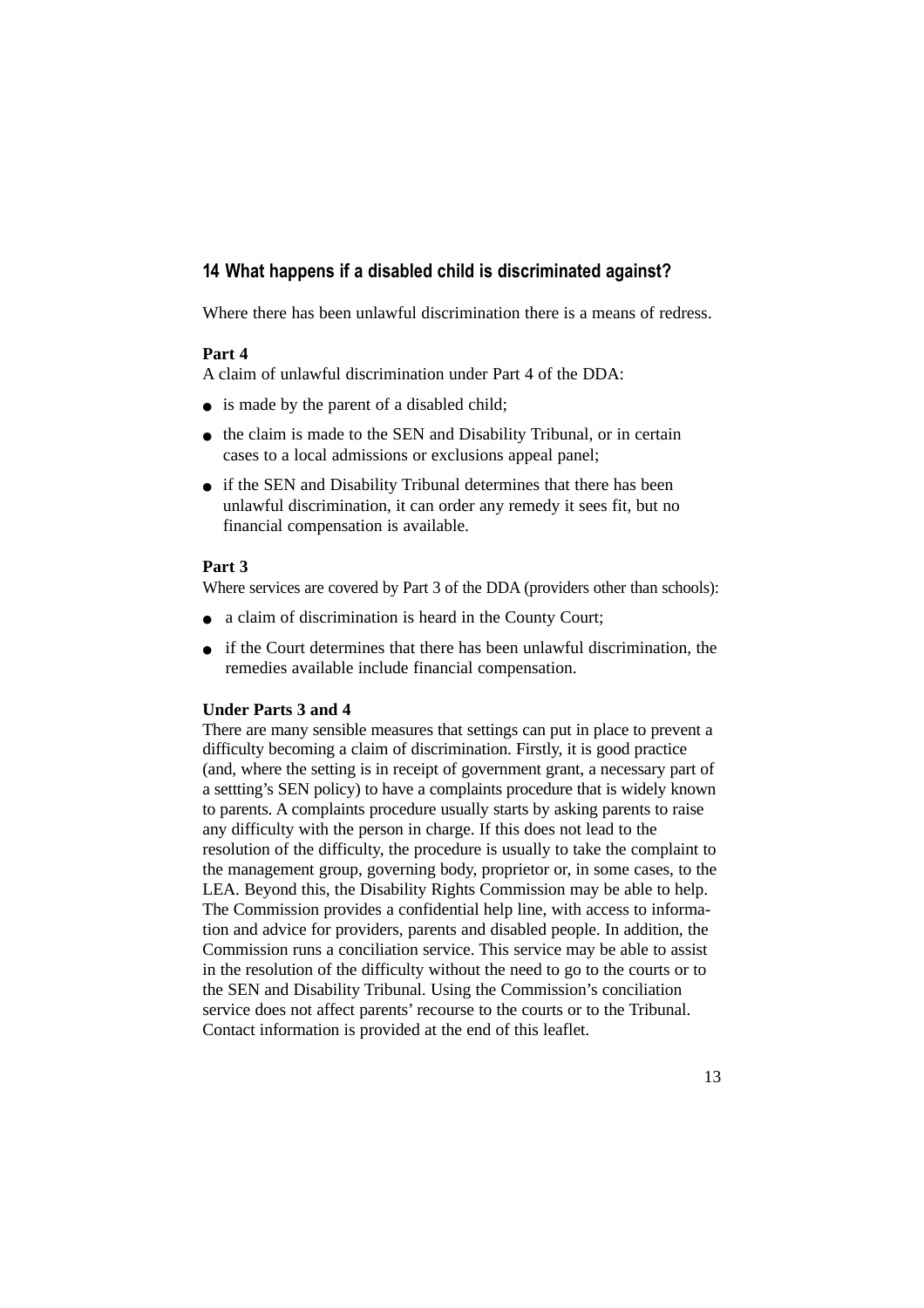## 14 What happens if a disabled child is discriminated against?

Where there has been unlawful discrimination there is a means of redress.

**Part 4**

A claim of unlawful discrimination under Part 4 of the DDA:

- is made by the parent of a disabled child;
- the claim is made to the SEN and Disability Tribunal, or in certain cases to a local admissions or exclusions appeal panel;
- if the SEN and Disability Tribunal determines that there has been unlawful discrimination, it can order any remedy it sees fit, but no financial compensation is available.

**Part 3**

Where services are covered by Part 3 of the DDA (providers other than schools):

- a claim of discrimination is heard in the County Court;
- if the Court determines that there has been unlawful discrimination, the remedies available include financial compensation.

**Under Parts 3 and 4**

There are many sensible measures that settings can put in place to prevent a difficulty becoming a claim of discrimination. Firstly, it is good practice (and, where the setting is in receipt of government grant, a necessary part of a settting's SEN policy) to have a complaints procedure that is widely known to parents. A complaints procedure usually starts by asking parents to raise any difficulty with the person in charge. If this does not lead to the resolution of the difficulty, the procedure is usually to take the complaint to the management group, governing body, proprietor or, in some cases, to the LEA. Beyond this, the Disability Rights Commission may be able to help. The Commission provides a confidential help line, with access to information and advice for providers, parents and disabled people. In addition, the Commission runs a conciliation service. This service may be able to assist in the resolution of the difficulty without the need to go to the courts or to the SEN and Disability Tribunal. Using the Commission's conciliation service does not affect parents' recourse to the courts or to the Tribunal. Contact information is provided at the end of this leaflet.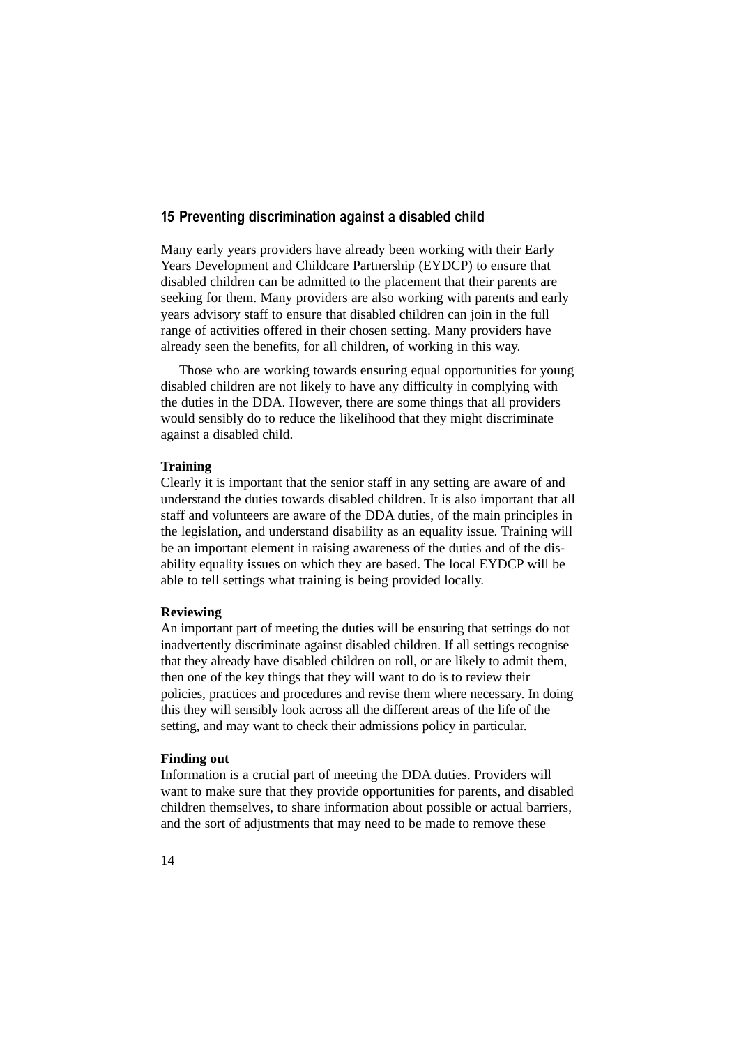## 15 Preventing discrimination against a disabled child

Many early years providers have already been working with their Early Years Development and Childcare Partnership (EYDCP) to ensure that disabled children can be admitted to the placement that their parents are seeking for them. Many providers are also working with parents and early years advisory staff to ensure that disabled children can join in the full range of activities offered in their chosen setting. Many providers have already seen the benefits, for all children, of working in this way.

Those who are working towards ensuring equal opportunities for young disabled children are not likely to have any difficulty in complying with the duties in the DDA. However, there are some things that all providers would sensibly do to reduce the likelihood that they might discriminate against a disabled child.

**Training**

Clearly it is important that the senior staff in any setting are aware of and understand the duties towards disabled children. It is also important that all staff and volunteers are aware of the DDA duties, of the main principles in the legislation, and understand disability as an equality issue. Training will be an important element in raising awareness of the duties and of the disability equality issues on which they are based. The local EYDCP will be able to tell settings what training is being provided locally.

**Reviewing**

An important part of meeting the duties will be ensuring that settings do not inadvertently discriminate against disabled children. If all settings recognise that they already have disabled children on roll, or are likely to admit them, then one of the key things that they will want to do is to review their policies, practices and procedures and revise them where necessary. In doing this they will sensibly look across all the different areas of the life of the setting, and may want to check their admissions policy in particular.

**Finding out**

Information is a crucial part of meeting the DDA duties. Providers will want to make sure that they provide opportunities for parents, and disabled children themselves, to share information about possible or actual barriers, and the sort of adjustments that may need to be made to remove these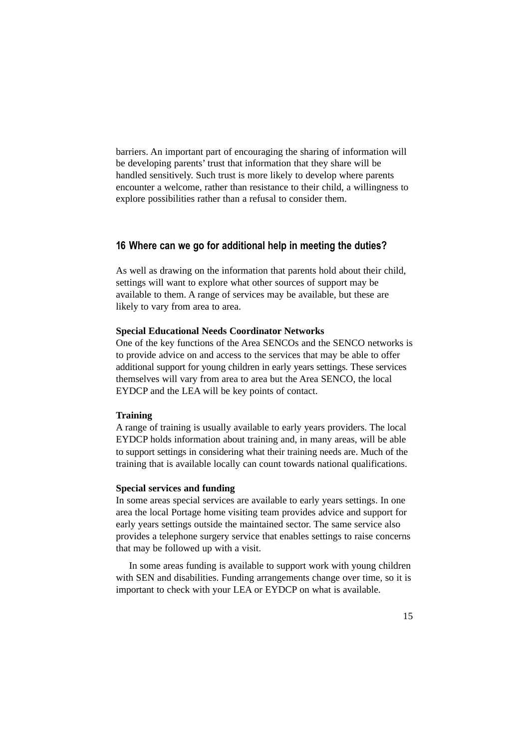barriers. An important part of encouraging the sharing of information will be developing parents' trust that information that they share will be handled sensitively. Such trust is more likely to develop where parents encounter a welcome, rather than resistance to their child, a willingness to explore possibilities rather than a refusal to consider them.

## 16 Where can we go for additional help in meeting the duties?

As well as drawing on the information that parents hold about their child, settings will want to explore what other sources of support may be available to them. A range of services may be available, but these are likely to vary from area to area.

**Special Educational Needs Coordinator Networks**

One of the key functions of the Area SENCOs and the SENCO networks is to provide advice on and access to the services that may be able to offer additional support for young children in early years settings. These services themselves will vary from area to area but the Area SENCO, the local EYDCP and the LEA will be key points of contact.

**Training**

A range of training is usually available to early years providers. The local EYDCP holds information about training and, in many areas, will be able to support settings in considering what their training needs are. Much of the training that is available locally can count towards national qualifications.

**Special services and funding**

In some areas special services are available to early years settings. In one area the local Portage home visiting team provides advice and support for early years settings outside the maintained sector. The same service also provides a telephone surgery service that enables settings to raise concerns that may be followed up with a visit.

In some areas funding is available to support work with young children with SEN and disabilities. Funding arrangements change over time, so it is important to check with your LEA or EYDCP on what is available.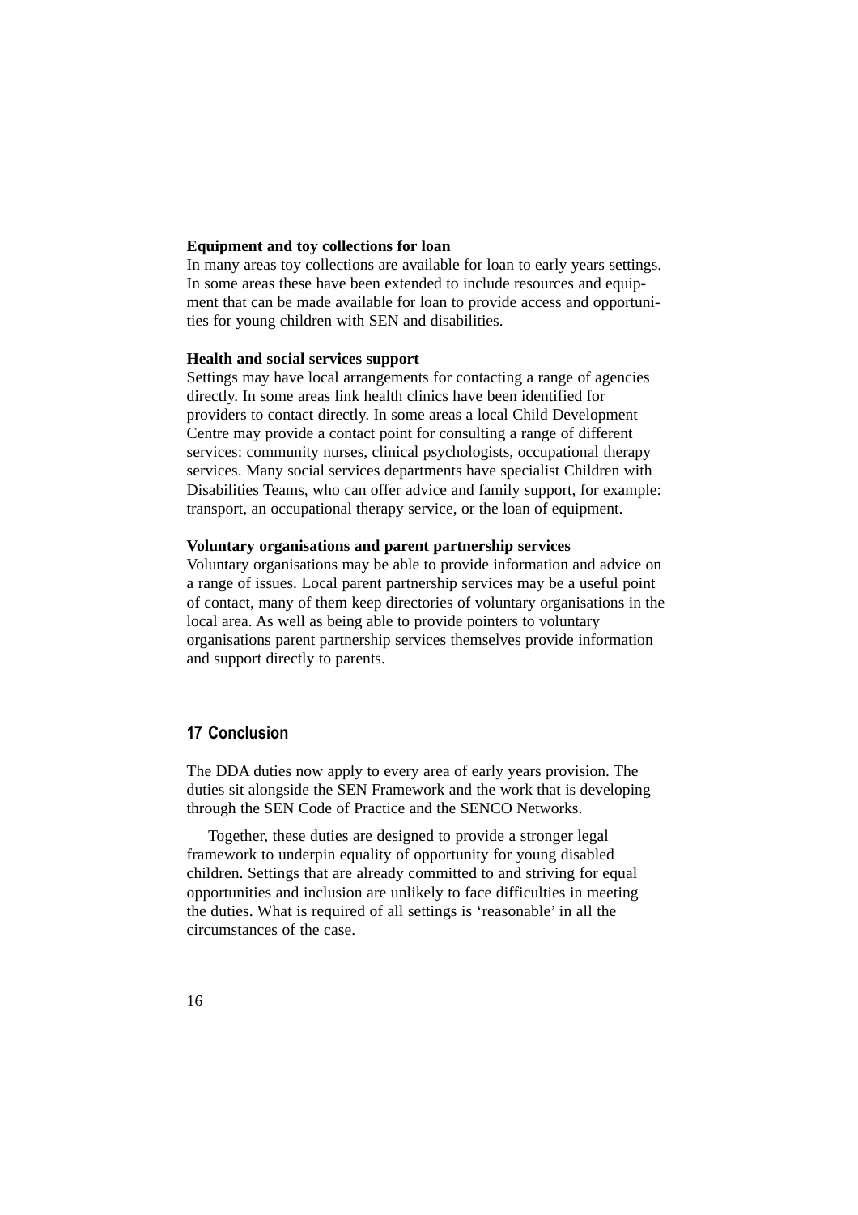**Equipment and toy collections for loan**

In many areas toy collections are available for loan to early years settings. In some areas these have been extended to include resources and equipment that can be made available for loan to provide access and opportunities for young children with SEN and disabilities.

**Health and social services support**

Settings may have local arrangements for contacting a range of agencies directly. In some areas link health clinics have been identified for providers to contact directly. In some areas a local Child Development Centre may provide a contact point for consulting a range of different services: community nurses, clinical psychologists, occupational therapy services. Many social services departments have specialist Children with Disabilities Teams, who can offer advice and family support, for example: transport, an occupational therapy service, or the loan of equipment.

**Voluntary organisations and parent partnership services**

Voluntary organisations may be able to provide information and advice on a range of issues. Local parent partnership services may be a useful point of contact, many of them keep directories of voluntary organisations in the local area. As well as being able to provide pointers to voluntary organisations parent partnership services themselves provide information and support directly to parents.

## 17 Conclusion

The DDA duties now apply to every area of early years provision. The duties sit alongside the SEN Framework and the work that is developing through the SEN Code of Practice and the SENCO Networks.

Together, these duties are designed to provide a stronger legal framework to underpin equality of opportunity for young disabled children. Settings that are already committed to and striving for equal opportunities and inclusion are unlikely to face difficulties in meeting the duties. What is required of all settings is 'reasonable' in all the circumstances of the case.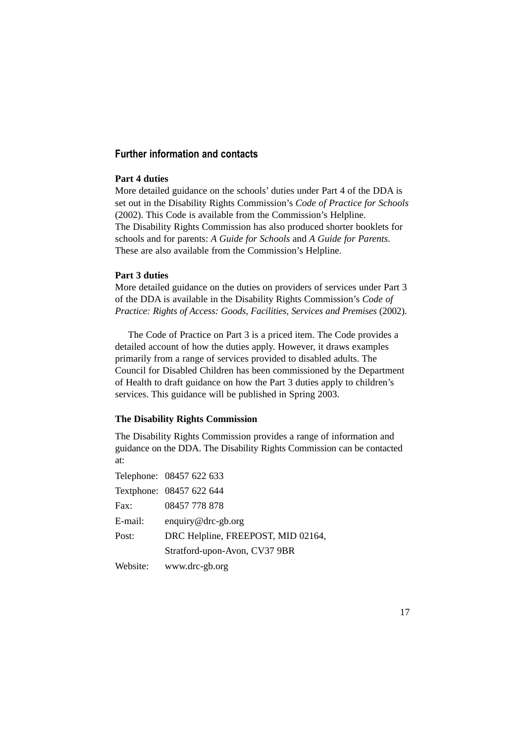## Further information and contacts

### Part 4 duties

More detailed guidance on the schools' duties under Part 4 of the DDA is set out in the Disability Rights Commission's *Code of Practice for Schools* (2002). This Code is available from the Commission's Helpline. The Disability Rights Commission has also produced shorter booklets for schools and for parents: *A Guide for Schools* and *A Guide for Parents*. These are also available from the Commission's Helpline.

### Part 3 duties

More detailed guidance on the duties on providers of services under Part 3 of the DDA is available in the Disability Rights Commission's *Code of Practice: Rights of Access: Goods, Facilities, Services and Premises* (2002).

The Code of Practice on Part 3 is a priced item. The Code provides a detailed account of how the duties apply. However, it draws examples primarily from a range of services provided to disabled adults. The Council for Disabled Children has been commissioned by the Department of Health to draft guidance on how the Part 3 duties apply to children's services. This guidance will be published in Spring 2003.

### The Disability Rights Commission

The Disability Rights Commission provides a range of information and guidance on the DDA. The Disability Rights Commission can be contacted at:

Telephone: 08457 622 633
Textphone: 08457 622 644
Fax: 08457 778 878
E-mail: enquiry@drc-gb.org
Post: DRC Helpline, FREEPOST, MID 02164, Stratford-upon-Avon, CV37 9BR
Website: www.drc-gb.org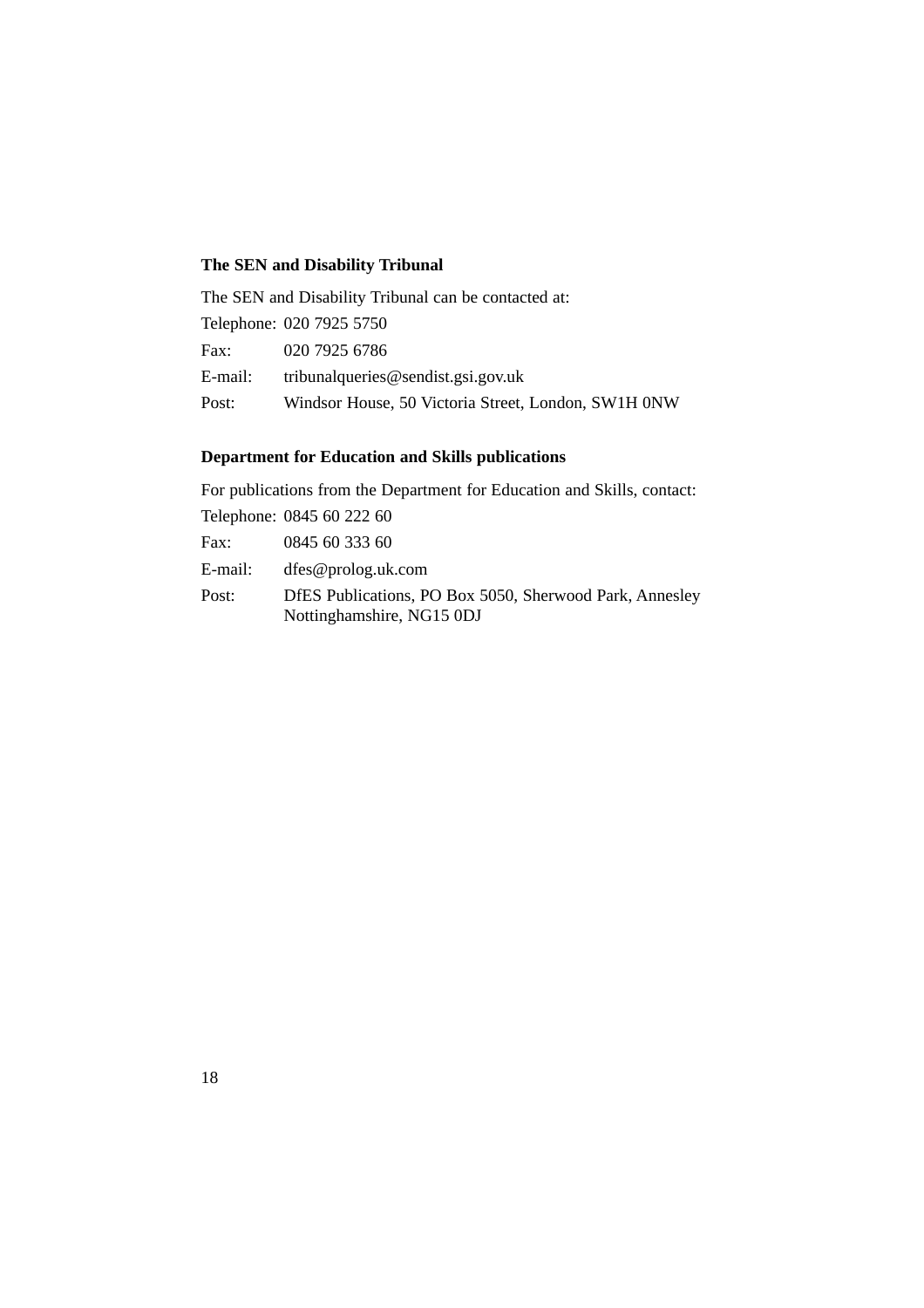### The SEN and Disability Tribunal

The SEN and Disability Tribunal can be contacted at:

Telephone: 020 7925 5750
Fax: 020 7925 6786
E-mail: tribunalqueries@sendist.gsi.gov.uk
Post: Windsor House, 50 Victoria Street, London, SW1H 0NW

### Department for Education and Skills publications

For publications from the Department for Education and Skills, contact:

Telephone: 0845 60 222 60
Fax: 0845 60 333 60
E-mail: dfes@prolog.uk.com
Post: DfES Publications, PO Box 5050, Sherwood Park, Annesley Nottinghamshire, NG15 0DJ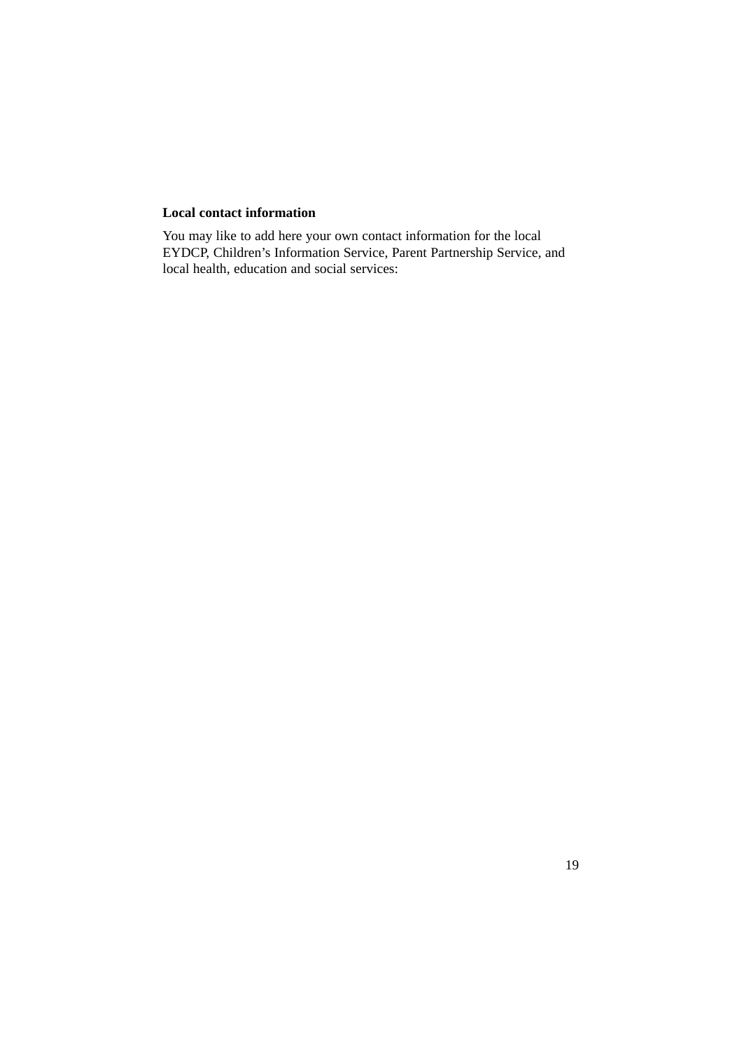**Local contact information**

You may like to add here your own contact information for the local EYDCP, Children's Information Service, Parent Partnership Service, and local health, education and social services: